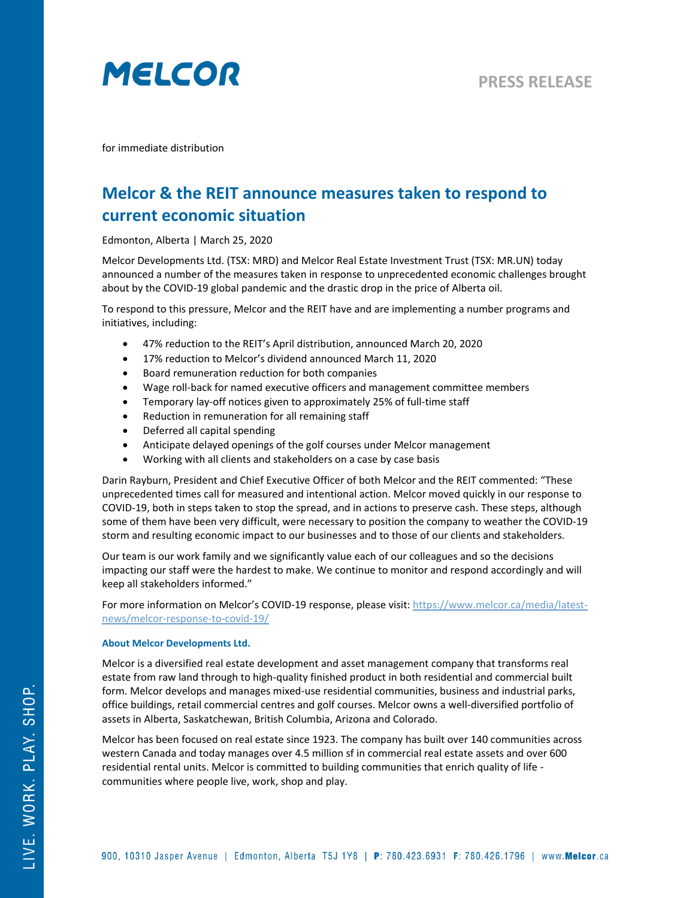# MELCOR

**PRESS RELEASE**

for immediate distribution

## Melcor & the REIT announce measures taken to respond to current economic situation

Edmonton, Alberta | March 25, 2020

Melcor Developments Ltd. (TSX: MRD) and Melcor Real Estate Investment Trust (TSX: MR.UN) today announced a number of the measures taken in response to unprecedented economic challenges brought about by the COVID-19 global pandemic and the drastic drop in the price of Alberta oil.

To respond to this pressure, Melcor and the REIT have and are implementing a number programs and initiatives, including:

- 47% reduction to the REIT's April distribution, announced March 20, 2020
- 17% reduction to Melcor's dividend announced March 11, 2020
- Board remuneration reduction for both companies
- Wage roll-back for named executive officers and management committee members
- Temporary lay-off notices given to approximately 25% of full-time staff
- Reduction in remuneration for all remaining staff
- Deferred all capital spending
- Anticipate delayed openings of the golf courses under Melcor management
- Working with all clients and stakeholders on a case by case basis

Darin Rayburn, President and Chief Executive Officer of both Melcor and the REIT commented: "These unprecedented times call for measured and intentional action. Melcor moved quickly in our response to COVID-19, both in steps taken to stop the spread, and in actions to preserve cash. These steps, although some of them have been very difficult, were necessary to position the company to weather the COVID-19 storm and resulting economic impact to our businesses and to those of our clients and stakeholders.

Our team is our work family and we significantly value each of our colleagues and so the decisions impacting our staff were the hardest to make. We continue to monitor and respond accordingly and will keep all stakeholders informed."

For more information on Melcor's COVID-19 response, please visit: https://www.melcor.ca/media/latest-news/melcor-response-to-covid-19/

#### About Melcor Developments Ltd.

Melcor is a diversified real estate development and asset management company that transforms real estate from raw land through to high-quality finished product in both residential and commercial built form. Melcor develops and manages mixed-use residential communities, business and industrial parks, office buildings, retail commercial centres and golf courses. Melcor owns a well-diversified portfolio of assets in Alberta, Saskatchewan, British Columbia, Arizona and Colorado.

Melcor has been focused on real estate since 1923. The company has built over 140 communities across western Canada and today manages over 4.5 million sf in commercial real estate assets and over 600 residential rental units. Melcor is committed to building communities that enrich quality of life - communities where people live, work, shop and play.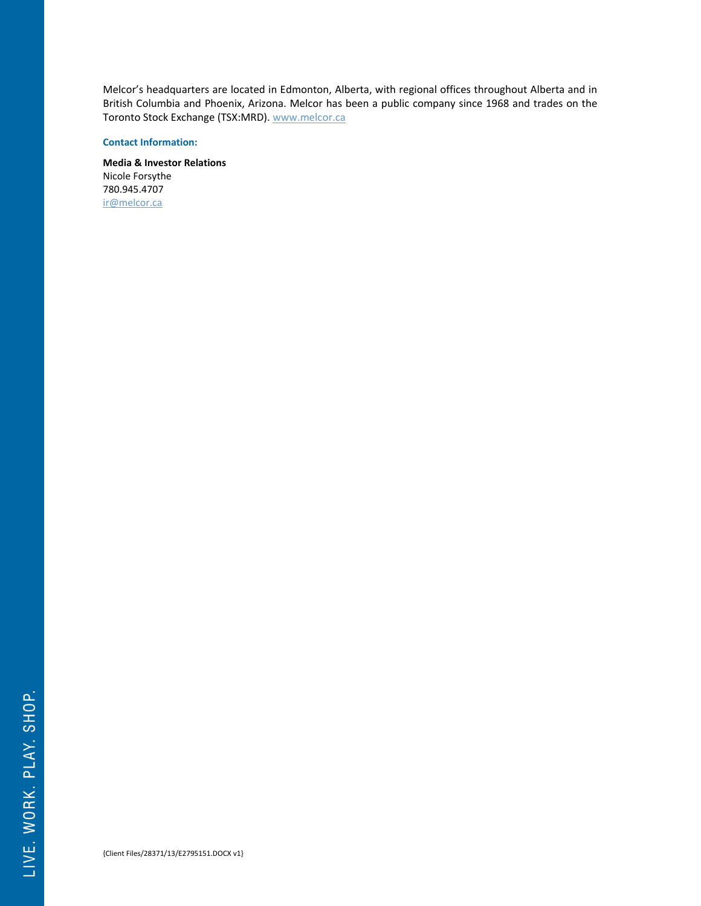Melcor's headquarters are located in Edmonton, Alberta, with regional offices throughout Alberta and in British Columbia and Phoenix, Arizona. Melcor has been a public company since 1968 and trades on the Toronto Stock Exchange (TSX:MRD). www.melcor.ca

**Contact Information:**

**Media & Investor Relations**
Nicole Forsythe
780.945.4707
ir@melcor.ca

{Client Files/28371/13/E2795151.DOCX v1}